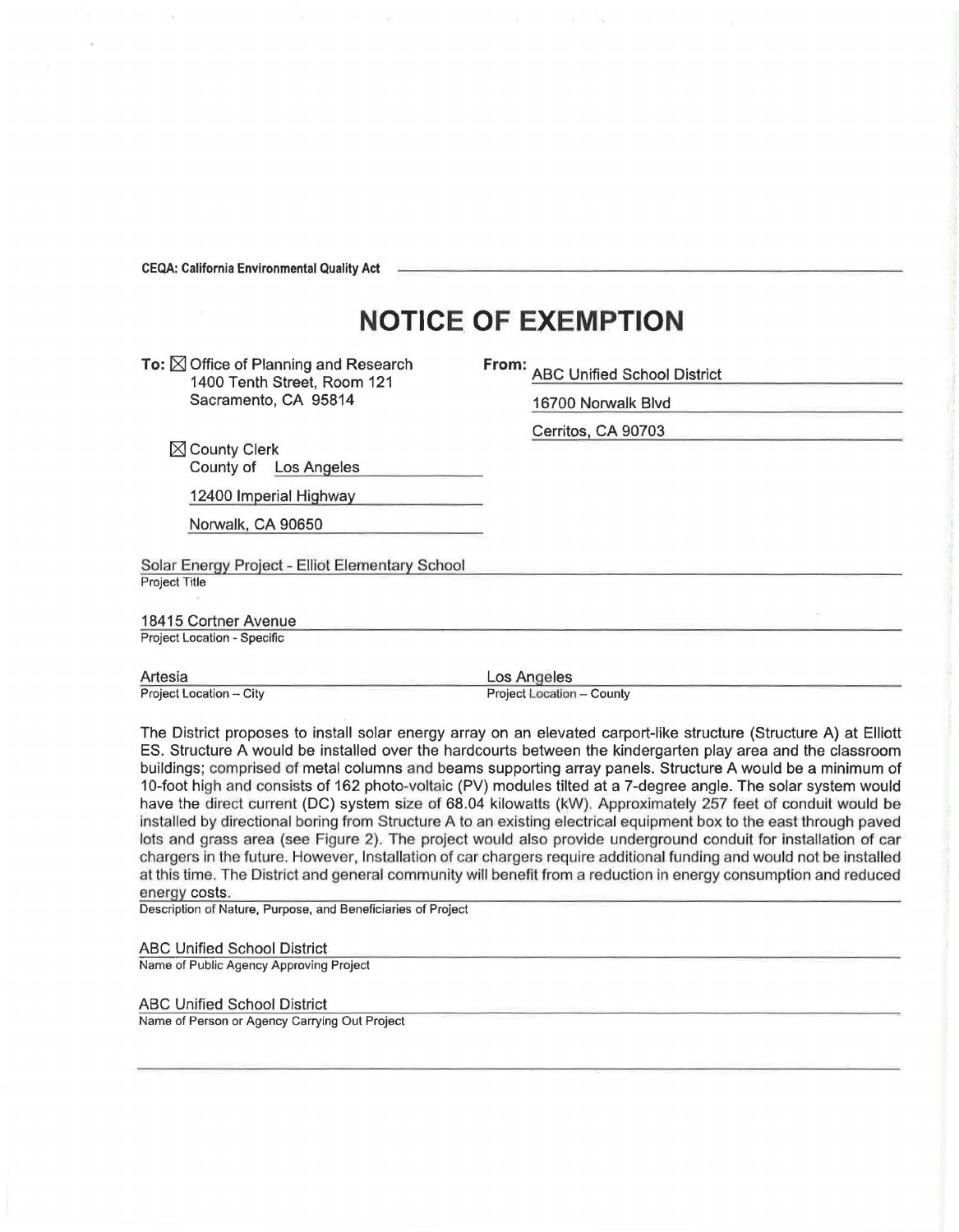**CEQA: California Environmental Quality Act**

# NOTICE OF EXEMPTION

**To:** ☒ Office of Planning and Research
1400 Tenth Street, Room 121
Sacramento, CA 95814

☒ County Clerk
County of Los Angeles
12400 Imperial Highway
Norwalk, CA 90650

**From:** ABC Unified School District
16700 Norwalk Blvd
Cerritos, CA 90703

Solar Energy Project - Elliot Elementary School
Project Title

18415 Cortner Avenue
Project Location - Specific

Artesia
Project Location – City

Los Angeles
Project Location – County

The District proposes to install solar energy array on an elevated carport-like structure (Structure A) at Elliott ES. Structure A would be installed over the hardcourts between the kindergarten play area and the classroom buildings; comprised of metal columns and beams supporting array panels. Structure A would be a minimum of 10-foot high and consists of 162 photo-voltaic (PV) modules tilted at a 7-degree angle. The solar system would have the direct current (DC) system size of 68.04 kilowatts (kW). Approximately 257 feet of conduit would be installed by directional boring from Structure A to an existing electrical equipment box to the east through paved lots and grass area (see Figure 2). The project would also provide underground conduit for installation of car chargers in the future. However, Installation of car chargers require additional funding and would not be installed at this time. The District and general community will benefit from a reduction in energy consumption and reduced energy costs.
Description of Nature, Purpose, and Beneficiaries of Project

ABC Unified School District
Name of Public Agency Approving Project

ABC Unified School District
Name of Person or Agency Carrying Out Project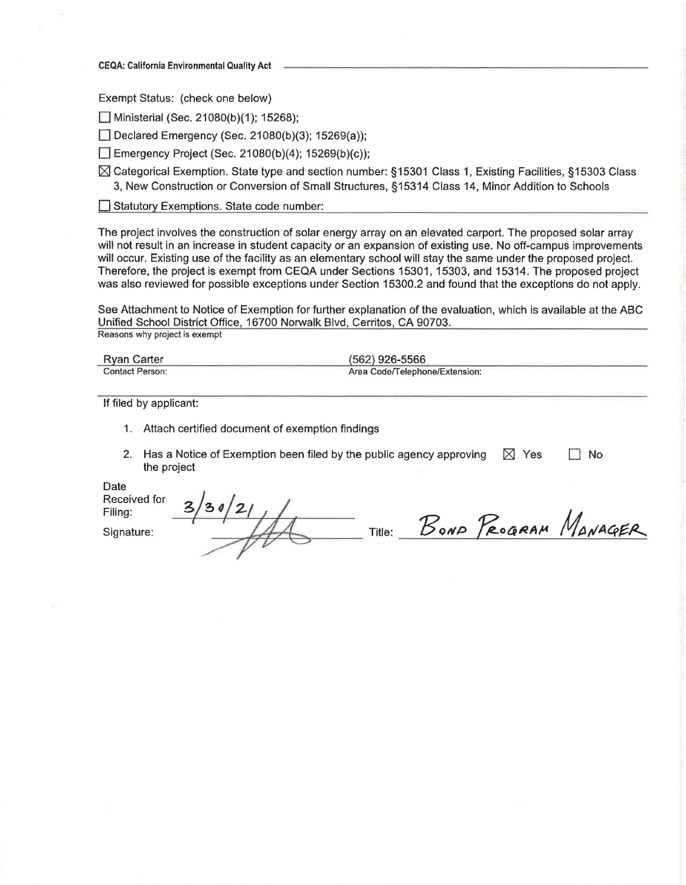**CEQA: California Environmental Quality Act**

Exempt Status: (check one below)

☐ Ministerial (Sec. 21080(b)(1); 15268);

☐ Declared Emergency (Sec. 21080(b)(3); 15269(a));

☐ Emergency Project (Sec. 21080(b)(4); 15269(b)(c));

☒ Categorical Exemption. State type and section number: §15301 Class 1, Existing Facilities, §15303 Class 3, New Construction or Conversion of Small Structures, §15314 Class 14, Minor Addition to Schools

☐ Statutory Exemptions. State code number:

The project involves the construction of solar energy array on an elevated carport. The proposed solar array will not result in an increase in student capacity or an expansion of existing use. No off-campus improvements will occur. Existing use of the facility as an elementary school will stay the same under the proposed project. Therefore, the project is exempt from CEQA under Sections 15301, 15303, and 15314. The proposed project was also reviewed for possible exceptions under Section 15300.2 and found that the exceptions do not apply.

See Attachment to Notice of Exemption for further explanation of the evaluation, which is available at the ABC Unified School District Office, 16700 Norwalk Blvd, Cerritos, CA 90703.

Reasons why project is exempt

Ryan Carter
Contact Person:

(562) 926-5566
Area Code/Telephone/Extension:

If filed by applicant:

1. Attach certified document of exemption findings
2. Has a Notice of Exemption been filed by the public agency approving the project ☒ Yes ☐ No

Date Received for Filing: 3/30/21

Signature: [signature] Title: BOND PROGRAM MANAGER